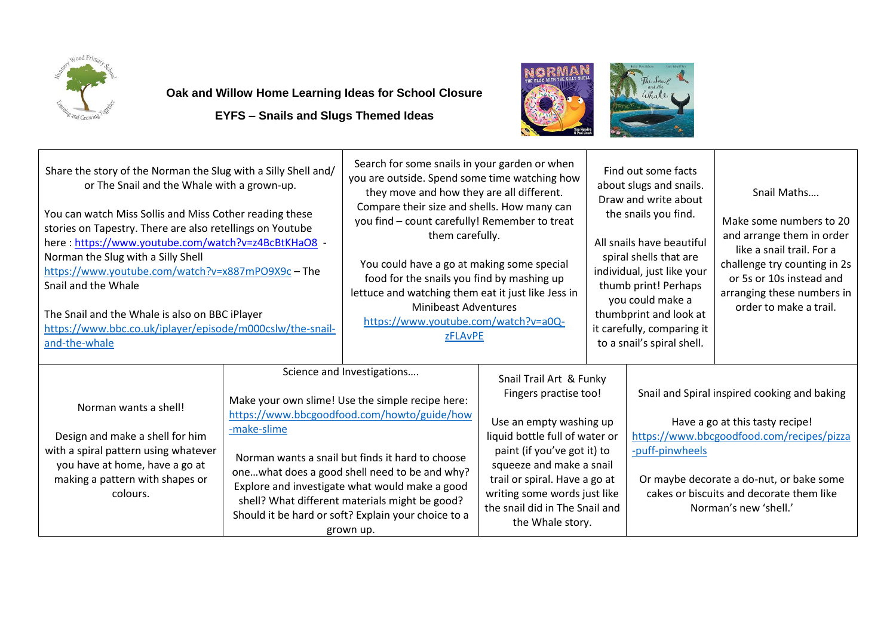**Oak and Willow Home Learning Ideas for School Closure**

**EYFS – Snails and Slugs Themed Ideas**

| | | | |
|---|---|---|---|
| Share the story of the Norman the Slug with a Silly Shell and/ or The Snail and the Whale with a grown-up.<br><br>You can watch Miss Sollis and Miss Cother reading these stories on Tapestry. There are also retellings on Youtube here : https://www.youtube.com/watch?v=z4BcBtKHaO8 - Norman the Slug with a Silly Shell https://www.youtube.com/watch?v=x887mPO9X9c – The Snail and the Whale<br><br>The Snail and the Whale is also on BBC iPlayer https://www.bbc.co.uk/iplayer/episode/m000cslw/the-snail-and-the-whale | Search for some snails in your garden or when you are outside. Spend some time watching how they move and how they are all different. Compare their size and shells. How many can you find – count carefully! Remember to treat them carefully.<br><br>You could have a go at making some special food for the snails you find by mashing up lettuce and watching them eat it just like Jess in Minibeast Adventures https://www.youtube.com/watch?v=a0Q-zFLAvPE | Find out some facts about slugs and snails. Draw and write about the snails you find.<br><br>All snails have beautiful spiral shells that are individual, just like your thumb print! Perhaps you could make a thumbprint and look at it carefully, comparing it to a snail's spiral shell. | Snail Maths….<br><br>Make some numbers to 20 and arrange them in order like a snail trail. For a challenge try counting in 2s or 5s or 10s instead and arranging these numbers in order to make a trail. |

| | | | |
|---|---|---|---|
| Norman wants a shell!<br><br>Design and make a shell for him with a spiral pattern using whatever you have at home, have a go at making a pattern with shapes or colours. | Science and Investigations….<br><br>Make your own slime! Use the simple recipe here: https://www.bbcgoodfood.com/howto/guide/how-make-slime<br><br>Norman wants a snail but finds it hard to choose one…what does a good shell need to be and why? Explore and investigate what would make a good shell? What different materials might be good? Should it be hard or soft? Explain your choice to a grown up. | Snail Trail Art & Funky Fingers practise too!<br><br>Use an empty washing up liquid bottle full of water or paint (if you've got it) to squeeze and make a snail trail or spiral. Have a go at writing some words just like the snail did in The Snail and the Whale story. | Snail and Spiral inspired cooking and baking<br><br>Have a go at this tasty recipe! https://www.bbcgoodfood.com/recipes/pizza-puff-pinwheels<br><br>Or maybe decorate a do-nut, or bake some cakes or biscuits and decorate them like Norman's new 'shell.' |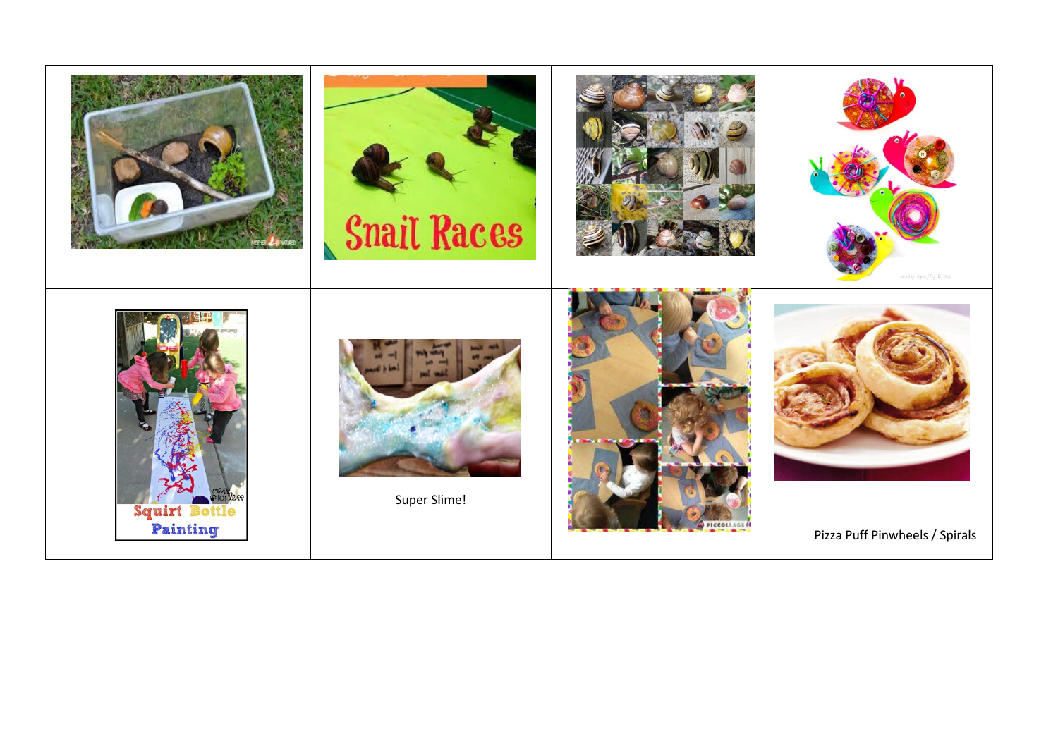| | | | |
|---|---|---|---|
| | Snail Races | | |
| Squirt Bottle Painting | Super Slime! | | Pizza Puff Pinwheels / Spirals |